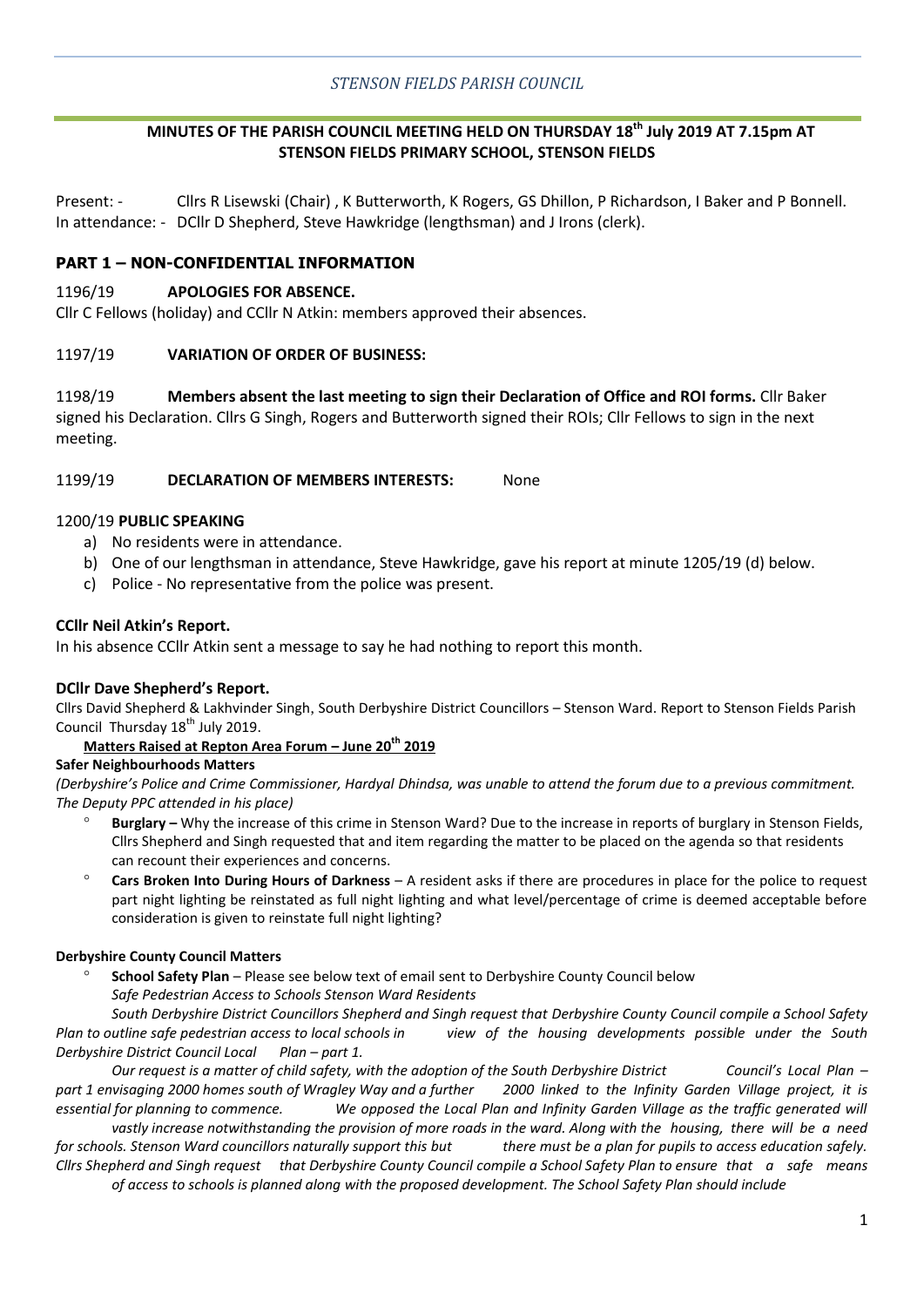*STENSON FIELDS PARISH COUNCIL*

**MINUTES OF THE PARISH COUNCIL MEETING HELD ON THURSDAY 18th July 2019 AT 7.15pm AT STENSON FIELDS PRIMARY SCHOOL, STENSON FIELDS**

Present: - Cllrs R Lisewski (Chair) , K Butterworth, K Rogers, GS Dhillon, P Richardson, I Baker and P Bonnell.
In attendance: - DCllr D Shepherd, Steve Hawkridge (lengthsman) and J Irons (clerk).

## PART 1 – NON-CONFIDENTIAL INFORMATION

1196/19 **APOLOGIES FOR ABSENCE.**

Cllr C Fellows (holiday) and CCllr N Atkin: members approved their absences.

1197/19 **VARIATION OF ORDER OF BUSINESS:**

1198/19 **Members absent the last meeting to sign their Declaration of Office and ROI forms.** Cllr Baker signed his Declaration. Cllrs G Singh, Rogers and Butterworth signed their ROIs; Cllr Fellows to sign in the next meeting.

1199/19 **DECLARATION OF MEMBERS INTERESTS:** None

1200/19 **PUBLIC SPEAKING**

a) No residents were in attendance.
b) One of our lengthsman in attendance, Steve Hawkridge, gave his report at minute 1205/19 (d) below.
c) Police - No representative from the police was present.

**CCllr Neil Atkin's Report.**

In his absence CCllr Atkin sent a message to say he had nothing to report this month.

**DCllr Dave Shepherd's Report.**

Cllrs David Shepherd & Lakhvinder Singh, South Derbyshire District Councillors – Stenson Ward. Report to Stenson Fields Parish Council Thursday 18th July 2019.

**Matters Raised at Repton Area Forum – June 20th 2019**

**Safer Neighbourhoods Matters**

*(Derbyshire's Police and Crime Commissioner, Hardyal Dhindsa, was unable to attend the forum due to a previous commitment. The Deputy PPC attended in his place)*

- **Burglary –** Why the increase of this crime in Stenson Ward? Due to the increase in reports of burglary in Stenson Fields, Cllrs Shepherd and Singh requested that and item regarding the matter to be placed on the agenda so that residents can recount their experiences and concerns.
- **Cars Broken Into During Hours of Darkness** – A resident asks if there are procedures in place for the police to request part night lighting be reinstated as full night lighting and what level/percentage of crime is deemed acceptable before consideration is given to reinstate full night lighting?

**Derbyshire County Council Matters**

- **School Safety Plan** – Please see below text of email sent to Derbyshire County Council below

*Safe Pedestrian Access to Schools Stenson Ward Residents*

*South Derbyshire District Councillors Shepherd and Singh request that Derbyshire County Council compile a School Safety Plan to outline safe pedestrian access to local schools in view of the housing developments possible under the South Derbyshire District Council Local Plan – part 1.*

*Our request is a matter of child safety, with the adoption of the South Derbyshire District Council's Local Plan – part 1 envisaging 2000 homes south of Wragley Way and a further 2000 linked to the Infinity Garden Village project, it is essential for planning to commence. We opposed the Local Plan and Infinity Garden Village as the traffic generated will vastly increase notwithstanding the provision of more roads in the ward. Along with the housing, there will be a need for schools. Stenson Ward councillors naturally support this but there must be a plan for pupils to access education safely. Cllrs Shepherd and Singh request that Derbyshire County Council compile a School Safety Plan to ensure that a safe means of access to schools is planned along with the proposed development. The School Safety Plan should include*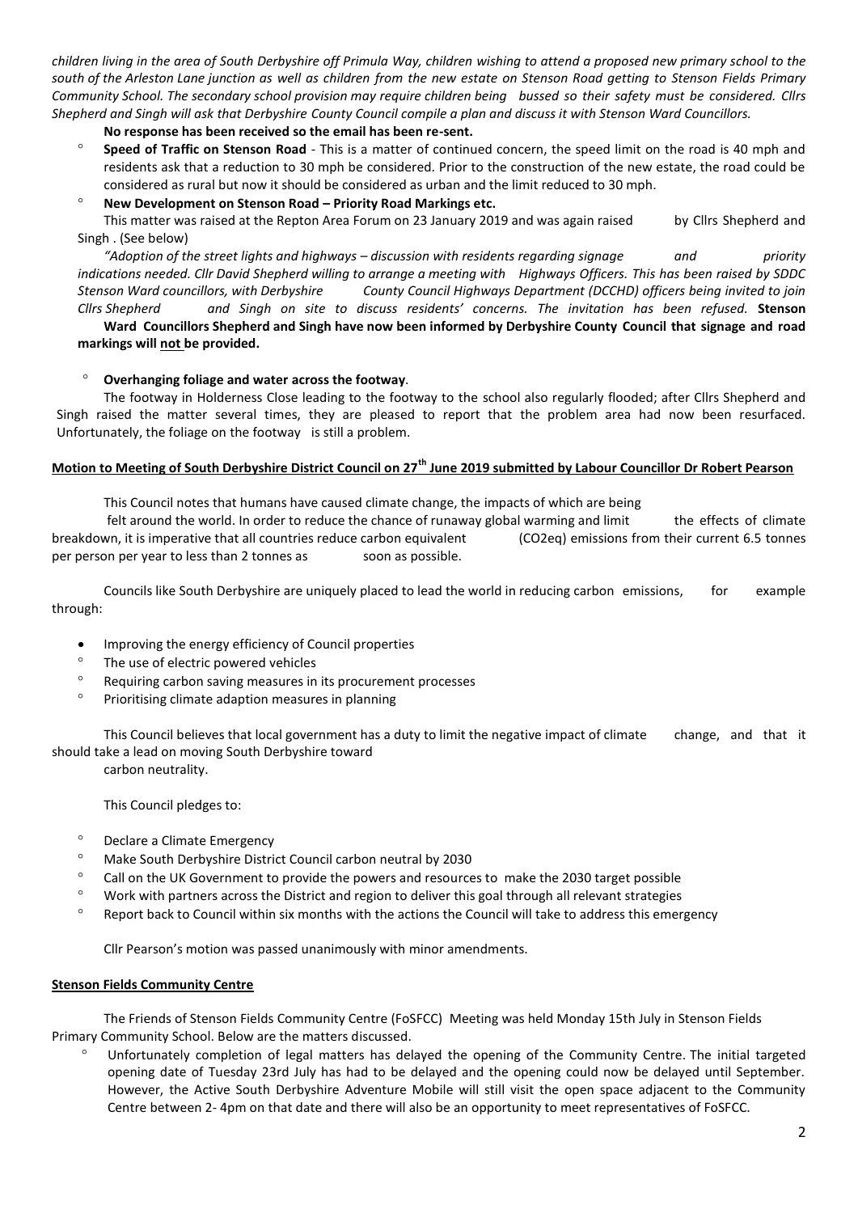*children living in the area of South Derbyshire off Primula Way, children wishing to attend a proposed new primary school to the south of the Arleston Lane junction as well as children from the new estate on Stenson Road getting to Stenson Fields Primary Community School. The secondary school provision may require children being bussed so their safety must be considered. Cllrs Shepherd and Singh will ask that Derbyshire County Council compile a plan and discuss it with Stenson Ward Councillors.*

**No response has been received so the email has been re-sent.**

- **Speed of Traffic on Stenson Road** - This is a matter of continued concern, the speed limit on the road is 40 mph and residents ask that a reduction to 30 mph be considered. Prior to the construction of the new estate, the road could be considered as rural but now it should be considered as urban and the limit reduced to 30 mph.
- **New Development on Stenson Road – Priority Road Markings etc.**

  This matter was raised at the Repton Area Forum on 23 January 2019 and was again raised by Cllrs Shepherd and Singh . (See below)

  *"Adoption of the street lights and highways – discussion with residents regarding signage and priority indications needed. Cllr David Shepherd willing to arrange a meeting with Highways Officers. This has been raised by SDDC Stenson Ward councillors, with Derbyshire County Council Highways Department (DCCHD) officers being invited to join Cllrs Shepherd and Singh on site to discuss residents' concerns. The invitation has been refused.* **Stenson Ward Councillors Shepherd and Singh have now been informed by Derbyshire County Council that signage and road markings will not be provided.**

- **Overhanging foliage and water across the footway**.

  The footway in Holderness Close leading to the footway to the school also regularly flooded; after Cllrs Shepherd and Singh raised the matter several times, they are pleased to report that the problem area had now been resurfaced. Unfortunately, the foliage on the footway is still a problem.

## Motion to Meeting of South Derbyshire District Council on 27th June 2019 submitted by Labour Councillor Dr Robert Pearson

This Council notes that humans have caused climate change, the impacts of which are being felt around the world. In order to reduce the chance of runaway global warming and limit the effects of climate breakdown, it is imperative that all countries reduce carbon equivalent ($CO_2eq$) emissions from their current 6.5 tonnes per person per year to less than 2 tonnes as soon as possible.

Councils like South Derbyshire are uniquely placed to lead the world in reducing carbon emissions, for example through:

- Improving the energy efficiency of Council properties
- The use of electric powered vehicles
- Requiring carbon saving measures in its procurement processes
- Prioritising climate adaption measures in planning

This Council believes that local government has a duty to limit the negative impact of climate change, and that it should take a lead on moving South Derbyshire toward carbon neutrality.

This Council pledges to:

- Declare a Climate Emergency
- Make South Derbyshire District Council carbon neutral by 2030
- Call on the UK Government to provide the powers and resources to make the 2030 target possible
- Work with partners across the District and region to deliver this goal through all relevant strategies
- Report back to Council within six months with the actions the Council will take to address this emergency

Cllr Pearson's motion was passed unanimously with minor amendments.

## Stenson Fields Community Centre

The Friends of Stenson Fields Community Centre (FoSFCC) Meeting was held Monday 15th July in Stenson Fields Primary Community School. Below are the matters discussed.

- Unfortunately completion of legal matters has delayed the opening of the Community Centre. The initial targeted opening date of Tuesday 23rd July has had to be delayed and the opening could now be delayed until September. However, the Active South Derbyshire Adventure Mobile will still visit the open space adjacent to the Community Centre between 2- 4pm on that date and there will also be an opportunity to meet representatives of FoSFCC.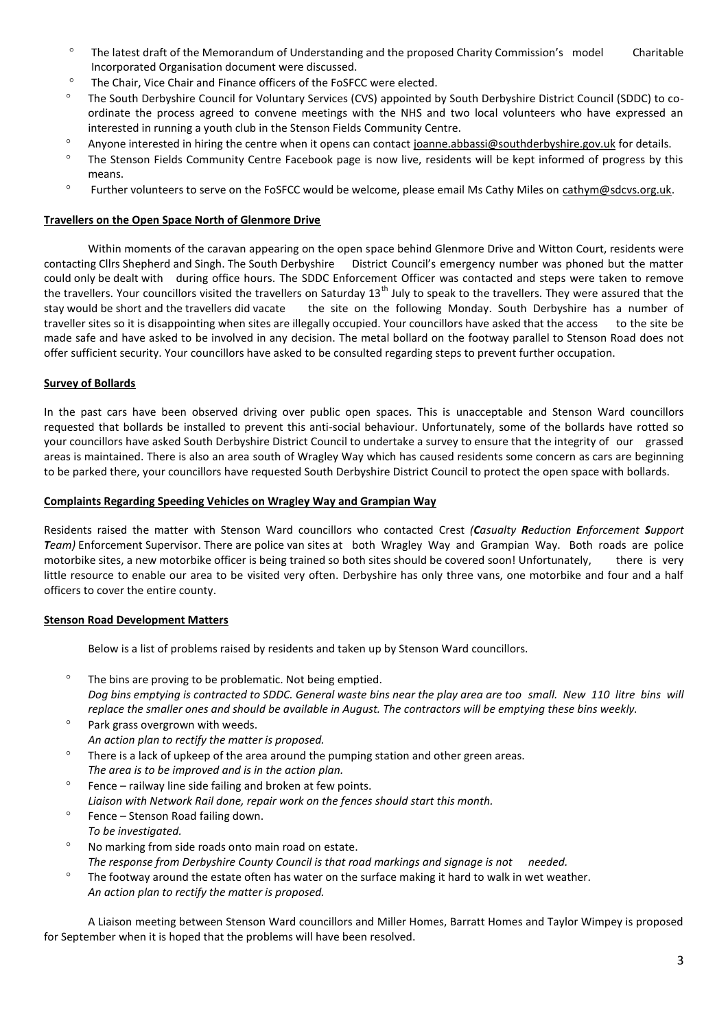- The latest draft of the Memorandum of Understanding and the proposed Charity Commission's model Charitable Incorporated Organisation document were discussed.
- The Chair, Vice Chair and Finance officers of the FoSFCC were elected.
- The South Derbyshire Council for Voluntary Services (CVS) appointed by South Derbyshire District Council (SDDC) to co-ordinate the process agreed to convene meetings with the NHS and two local volunteers who have expressed an interested in running a youth club in the Stenson Fields Community Centre.
- Anyone interested in hiring the centre when it opens can contact joanne.abbassi@southderbyshire.gov.uk for details.
- The Stenson Fields Community Centre Facebook page is now live, residents will be kept informed of progress by this means.
- Further volunteers to serve on the FoSFCC would be welcome, please email Ms Cathy Miles on cathym@sdcvs.org.uk.

## Travellers on the Open Space North of Glenmore Drive

Within moments of the caravan appearing on the open space behind Glenmore Drive and Witton Court, residents were contacting Cllrs Shepherd and Singh. The South Derbyshire District Council's emergency number was phoned but the matter could only be dealt with during office hours. The SDDC Enforcement Officer was contacted and steps were taken to remove the travellers. Your councillors visited the travellers on Saturday 13th July to speak to the travellers. They were assured that the stay would be short and the travellers did vacate the site on the following Monday. South Derbyshire has a number of traveller sites so it is disappointing when sites are illegally occupied. Your councillors have asked that the access to the site be made safe and have asked to be involved in any decision. The metal bollard on the footway parallel to Stenson Road does not offer sufficient security. Your councillors have asked to be consulted regarding steps to prevent further occupation.

## Survey of Bollards

In the past cars have been observed driving over public open spaces. This is unacceptable and Stenson Ward councillors requested that bollards be installed to prevent this anti-social behaviour. Unfortunately, some of the bollards have rotted so your councillors have asked South Derbyshire District Council to undertake a survey to ensure that the integrity of our grassed areas is maintained. There is also an area south of Wragley Way which has caused residents some concern as cars are beginning to be parked there, your councillors have requested South Derbyshire District Council to protect the open space with bollards.

## Complaints Regarding Speeding Vehicles on Wragley Way and Grampian Way

Residents raised the matter with Stenson Ward councillors who contacted Crest *(**C**asualty **R**eduction **E**nforcement **S**upport **T**eam)* Enforcement Supervisor. There are police van sites at both Wragley Way and Grampian Way. Both roads are police motorbike sites, a new motorbike officer is being trained so both sites should be covered soon! Unfortunately, there is very little resource to enable our area to be visited very often. Derbyshire has only three vans, one motorbike and four and a half officers to cover the entire county.

## Stenson Road Development Matters

Below is a list of problems raised by residents and taken up by Stenson Ward councillors.

- The bins are proving to be problematic. Not being emptied.
  *Dog bins emptying is contracted to SDDC. General waste bins near the play area are too small. New 110 litre bins will replace the smaller ones and should be available in August. The contractors will be emptying these bins weekly.*
- Park grass overgrown with weeds.
  *An action plan to rectify the matter is proposed.*
- There is a lack of upkeep of the area around the pumping station and other green areas.
  *The area is to be improved and is in the action plan.*
- Fence – railway line side failing and broken at few points.
  *Liaison with Network Rail done, repair work on the fences should start this month.*
- Fence – Stenson Road failing down.
  *To be investigated.*
- No marking from side roads onto main road on estate.
  *The response from Derbyshire County Council is that road markings and signage is not needed.*
- The footway around the estate often has water on the surface making it hard to walk in wet weather.
  *An action plan to rectify the matter is proposed.*

A Liaison meeting between Stenson Ward councillors and Miller Homes, Barratt Homes and Taylor Wimpey is proposed for September when it is hoped that the problems will have been resolved.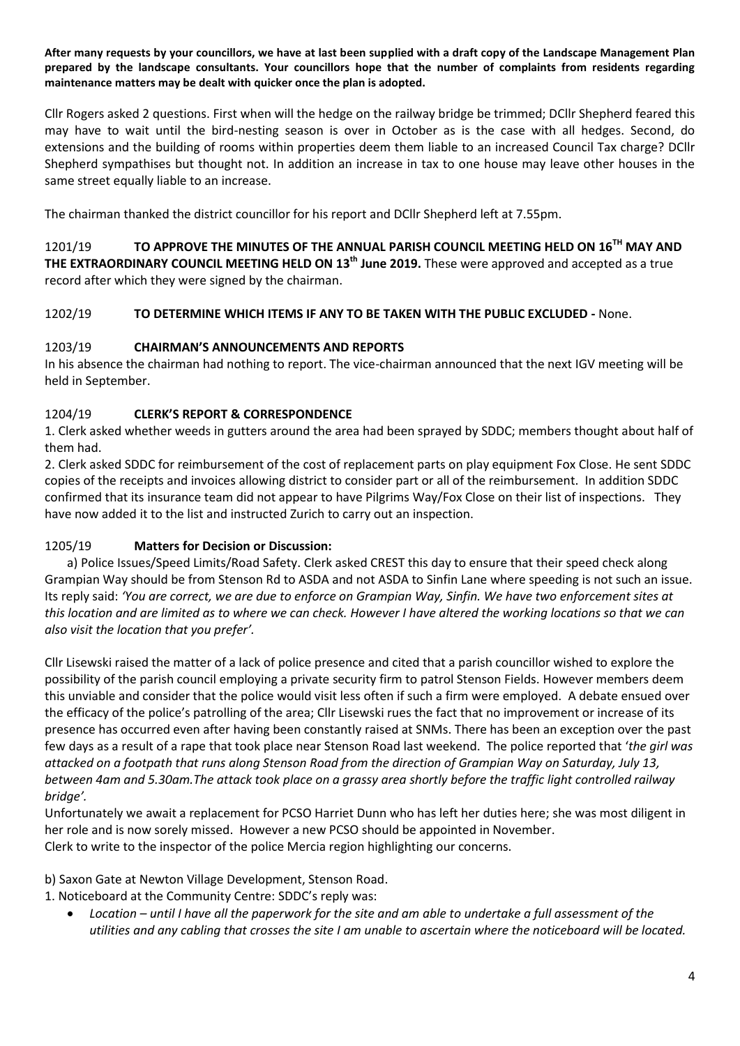**After many requests by your councillors, we have at last been supplied with a draft copy of the Landscape Management Plan prepared by the landscape consultants. Your councillors hope that the number of complaints from residents regarding maintenance matters may be dealt with quicker once the plan is adopted.**

Cllr Rogers asked 2 questions. First when will the hedge on the railway bridge be trimmed; DCllr Shepherd feared this may have to wait until the bird-nesting season is over in October as is the case with all hedges. Second, do extensions and the building of rooms within properties deem them liable to an increased Council Tax charge? DCllr Shepherd sympathises but thought not. In addition an increase in tax to one house may leave other houses in the same street equally liable to an increase.

The chairman thanked the district councillor for his report and DCllr Shepherd left at 7.55pm.

1201/19 **TO APPROVE THE MINUTES OF THE ANNUAL PARISH COUNCIL MEETING HELD ON 16TH MAY AND THE EXTRAORDINARY COUNCIL MEETING HELD ON 13th June 2019.** These were approved and accepted as a true record after which they were signed by the chairman.

1202/19 **TO DETERMINE WHICH ITEMS IF ANY TO BE TAKEN WITH THE PUBLIC EXCLUDED -** None.

1203/19 **CHAIRMAN'S ANNOUNCEMENTS AND REPORTS**

In his absence the chairman had nothing to report. The vice-chairman announced that the next IGV meeting will be held in September.

1204/19 **CLERK'S REPORT & CORRESPONDENCE**

1. Clerk asked whether weeds in gutters around the area had been sprayed by SDDC; members thought about half of them had.
2. Clerk asked SDDC for reimbursement of the cost of replacement parts on play equipment Fox Close. He sent SDDC copies of the receipts and invoices allowing district to consider part or all of the reimbursement. In addition SDDC confirmed that its insurance team did not appear to have Pilgrims Way/Fox Close on their list of inspections. They have now added it to the list and instructed Zurich to carry out an inspection.

1205/19 **Matters for Decision or Discussion:**

a) Police Issues/Speed Limits/Road Safety. Clerk asked CREST this day to ensure that their speed check along Grampian Way should be from Stenson Rd to ASDA and not ASDA to Sinfin Lane where speeding is not such an issue. Its reply said: *'You are correct, we are due to enforce on Grampian Way, Sinfin. We have two enforcement sites at this location and are limited as to where we can check. However I have altered the working locations so that we can also visit the location that you prefer'.*

Cllr Lisewski raised the matter of a lack of police presence and cited that a parish councillor wished to explore the possibility of the parish council employing a private security firm to patrol Stenson Fields. However members deem this unviable and consider that the police would visit less often if such a firm were employed. A debate ensued over the efficacy of the police's patrolling of the area; Cllr Lisewski rues the fact that no improvement or increase of its presence has occurred even after having been constantly raised at SNMs. There has been an exception over the past few days as a result of a rape that took place near Stenson Road last weekend. The police reported that '*the girl was attacked on a footpath that runs along Stenson Road from the direction of Grampian Way on Saturday, July 13, between 4am and 5.30am.The attack took place on a grassy area shortly before the traffic light controlled railway bridge'.*

Unfortunately we await a replacement for PCSO Harriet Dunn who has left her duties here; she was most diligent in her role and is now sorely missed. However a new PCSO should be appointed in November.
Clerk to write to the inspector of the police Mercia region highlighting our concerns.

b) Saxon Gate at Newton Village Development, Stenson Road.

1. Noticeboard at the Community Centre: SDDC's reply was:
   - *Location – until I have all the paperwork for the site and am able to undertake a full assessment of the utilities and any cabling that crosses the site I am unable to ascertain where the noticeboard will be located.*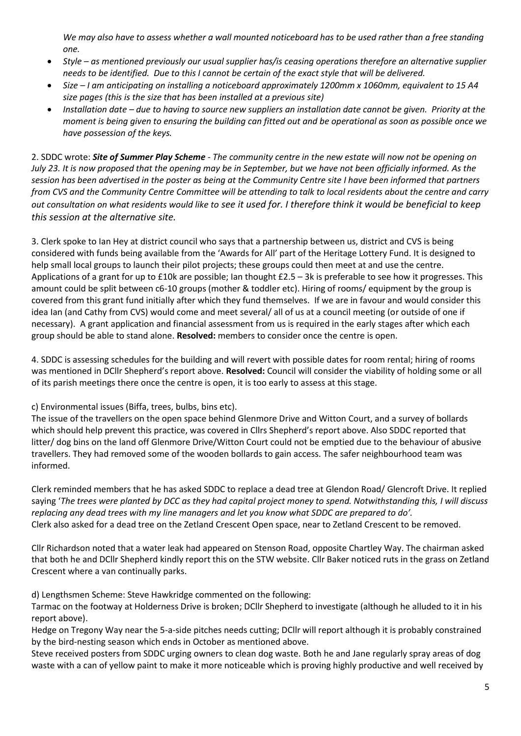*We may also have to assess whether a wall mounted noticeboard has to be used rather than a free standing one.*

- *Style – as mentioned previously our usual supplier has/is ceasing operations therefore an alternative supplier needs to be identified. Due to this I cannot be certain of the exact style that will be delivered.*
- *Size – I am anticipating on installing a noticeboard approximately 1200mm x 1060mm, equivalent to 15 A4 size pages (this is the size that has been installed at a previous site)*
- *Installation date – due to having to source new suppliers an installation date cannot be given. Priority at the moment is being given to ensuring the building can fitted out and be operational as soon as possible once we have possession of the keys.*

2. SDDC wrote: ***Site of Summer Play Scheme*** *- The community centre in the new estate will now not be opening on July 23. It is now proposed that the opening may be in September, but we have not been officially informed. As the session has been advertised in the poster as being at the Community Centre site I have been informed that partners from CVS and the Community Centre Committee will be attending to talk to local residents about the centre and carry out consultation on what residents would like to see it used for. I therefore think it would be beneficial to keep this session at the alternative site.*

3. Clerk spoke to Ian Hey at district council who says that a partnership between us, district and CVS is being considered with funds being available from the 'Awards for All' part of the Heritage Lottery Fund. It is designed to help small local groups to launch their pilot projects; these groups could then meet at and use the centre. Applications of a grant for up to £10k are possible; Ian thought £2.5 – 3k is preferable to see how it progresses. This amount could be split between c6-10 groups (mother & toddler etc). Hiring of rooms/ equipment by the group is covered from this grant fund initially after which they fund themselves. If we are in favour and would consider this idea Ian (and Cathy from CVS) would come and meet several/ all of us at a council meeting (or outside of one if necessary). A grant application and financial assessment from us is required in the early stages after which each group should be able to stand alone. **Resolved:** members to consider once the centre is open.

4. SDDC is assessing schedules for the building and will revert with possible dates for room rental; hiring of rooms was mentioned in DCllr Shepherd's report above. **Resolved:** Council will consider the viability of holding some or all of its parish meetings there once the centre is open, it is too early to assess at this stage.

c) Environmental issues (Biffa, trees, bulbs, bins etc).

The issue of the travellers on the open space behind Glenmore Drive and Witton Court, and a survey of bollards which should help prevent this practice, was covered in Cllrs Shepherd's report above. Also SDDC reported that litter/ dog bins on the land off Glenmore Drive/Witton Court could not be emptied due to the behaviour of abusive travellers. They had removed some of the wooden bollards to gain access. The safer neighbourhood team was informed.

Clerk reminded members that he has asked SDDC to replace a dead tree at Glendon Road/ Glencroft Drive. It replied saying '*The trees were planted by DCC as they had capital project money to spend. Notwithstanding this, I will discuss replacing any dead trees with my line managers and let you know what SDDC are prepared to do'.*
Clerk also asked for a dead tree on the Zetland Crescent Open space, near to Zetland Crescent to be removed.

Cllr Richardson noted that a water leak had appeared on Stenson Road, opposite Chartley Way. The chairman asked that both he and DCllr Shepherd kindly report this on the STW website. Cllr Baker noticed ruts in the grass on Zetland Crescent where a van continually parks.

d) Lengthsmen Scheme: Steve Hawkridge commented on the following:

Tarmac on the footway at Holderness Drive is broken; DCllr Shepherd to investigate (although he alluded to it in his report above).

Hedge on Tregony Way near the 5-a-side pitches needs cutting; DCllr will report although it is probably constrained by the bird-nesting season which ends in October as mentioned above.

Steve received posters from SDDC urging owners to clean dog waste. Both he and Jane regularly spray areas of dog waste with a can of yellow paint to make it more noticeable which is proving highly productive and well received by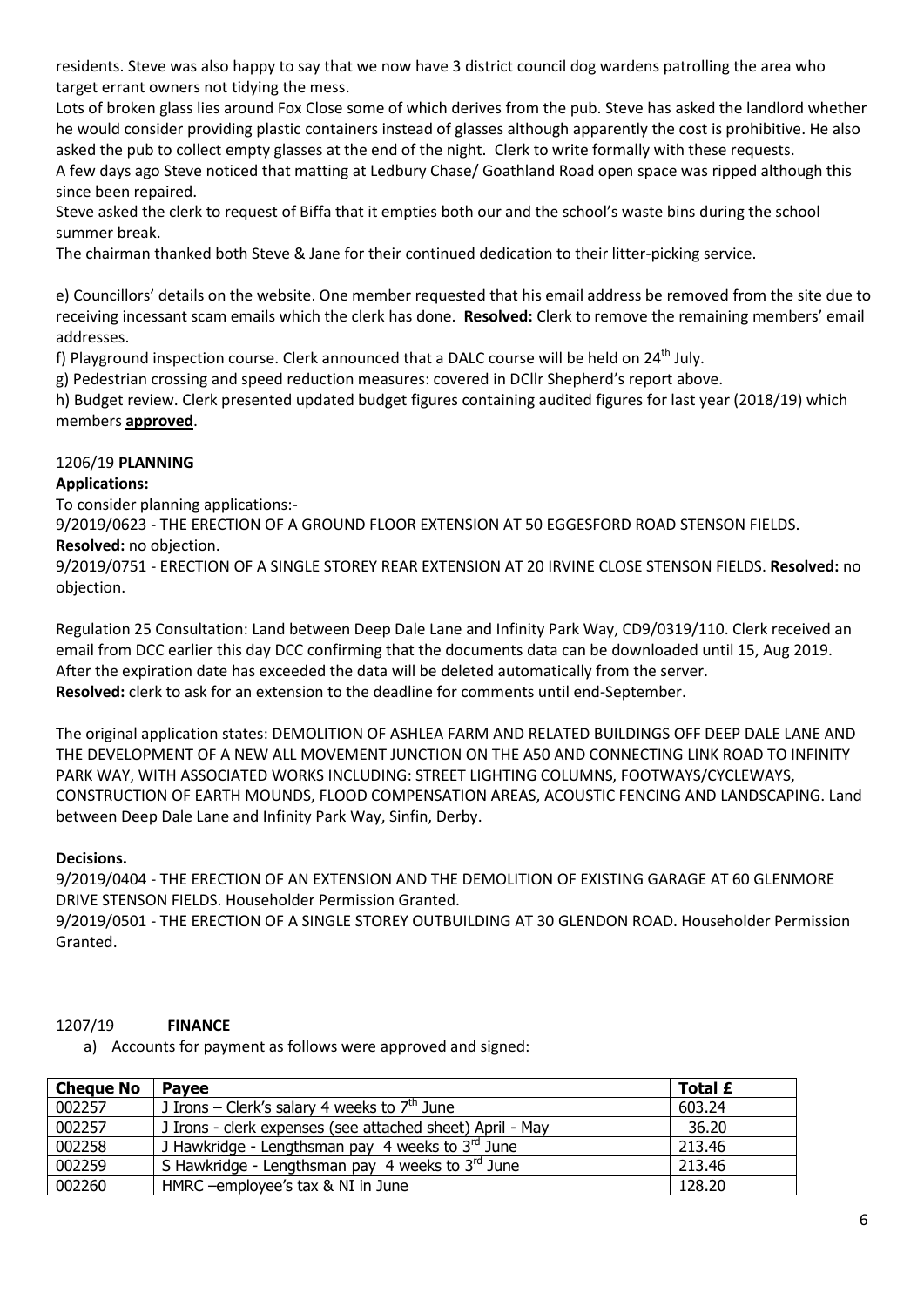residents. Steve was also happy to say that we now have 3 district council dog wardens patrolling the area who target errant owners not tidying the mess.

Lots of broken glass lies around Fox Close some of which derives from the pub. Steve has asked the landlord whether he would consider providing plastic containers instead of glasses although apparently the cost is prohibitive. He also asked the pub to collect empty glasses at the end of the night. Clerk to write formally with these requests.

A few days ago Steve noticed that matting at Ledbury Chase/ Goathland Road open space was ripped although this since been repaired.

Steve asked the clerk to request of Biffa that it empties both our and the school's waste bins during the school summer break.

The chairman thanked both Steve & Jane for their continued dedication to their litter-picking service.

e) Councillors' details on the website. One member requested that his email address be removed from the site due to receiving incessant scam emails which the clerk has done. **Resolved:** Clerk to remove the remaining members' email addresses.

f) Playground inspection course. Clerk announced that a DALC course will be held on 24th July.

g) Pedestrian crossing and speed reduction measures: covered in DCllr Shepherd's report above.

h) Budget review. Clerk presented updated budget figures containing audited figures for last year (2018/19) which members **approved**.

## 1206/19 **PLANNING**

**Applications:**

To consider planning applications:-

9/2019/0623 - THE ERECTION OF A GROUND FLOOR EXTENSION AT 50 EGGESFORD ROAD STENSON FIELDS. **Resolved:** no objection.

9/2019/0751 - ERECTION OF A SINGLE STOREY REAR EXTENSION AT 20 IRVINE CLOSE STENSON FIELDS. **Resolved:** no objection.

Regulation 25 Consultation: Land between Deep Dale Lane and Infinity Park Way, CD9/0319/110. Clerk received an email from DCC earlier this day DCC confirming that the documents data can be downloaded until 15, Aug 2019. After the expiration date has exceeded the data will be deleted automatically from the server.

**Resolved:** clerk to ask for an extension to the deadline for comments until end-September.

The original application states: DEMOLITION OF ASHLEA FARM AND RELATED BUILDINGS OFF DEEP DALE LANE AND THE DEVELOPMENT OF A NEW ALL MOVEMENT JUNCTION ON THE A50 AND CONNECTING LINK ROAD TO INFINITY PARK WAY, WITH ASSOCIATED WORKS INCLUDING: STREET LIGHTING COLUMNS, FOOTWAYS/CYCLEWAYS, CONSTRUCTION OF EARTH MOUNDS, FLOOD COMPENSATION AREAS, ACOUSTIC FENCING AND LANDSCAPING. Land between Deep Dale Lane and Infinity Park Way, Sinfin, Derby.

**Decisions.**

9/2019/0404 - THE ERECTION OF AN EXTENSION AND THE DEMOLITION OF EXISTING GARAGE AT 60 GLENMORE DRIVE STENSON FIELDS. Householder Permission Granted.

9/2019/0501 - THE ERECTION OF A SINGLE STOREY OUTBUILDING AT 30 GLENDON ROAD. Householder Permission Granted.

## 1207/19 **FINANCE**

a) Accounts for payment as follows were approved and signed:

| Cheque No | Payee | Total £ |
|---|---|---|
| 002257 | J Irons – Clerk's salary 4 weeks to 7th June | 603.24 |
| 002257 | J Irons - clerk expenses (see attached sheet) April - May | 36.20 |
| 002258 | J Hawkridge - Lengthsman pay 4 weeks to 3rd June | 213.46 |
| 002259 | S Hawkridge - Lengthsman pay 4 weeks to 3rd June | 213.46 |
| 002260 | HMRC –employee's tax & NI in June | 128.20 |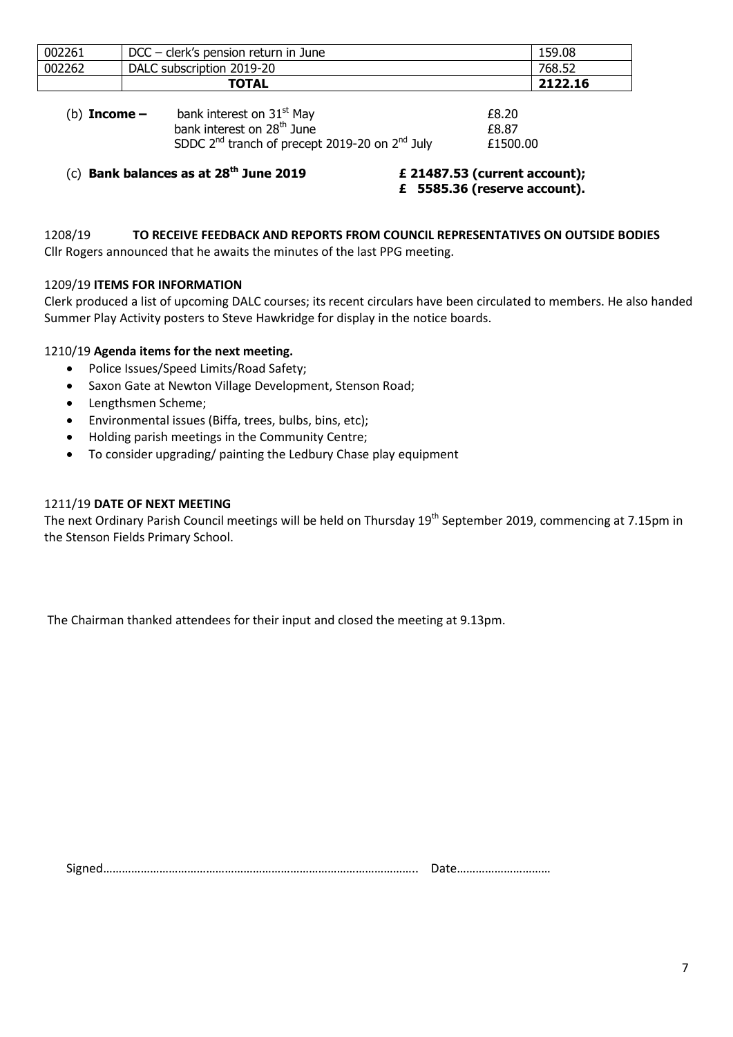| | | |
|---|---|---|
| 002261 | DCC – clerk's pension return in June | 159.08 |
| 002262 | DALC subscription 2019-20 | 768.52 |
| | **TOTAL** | **2122.16** |

(b) **Income –** bank interest on 31st May £8.20
bank interest on 28th June £8.87
SDDC 2nd tranch of precept 2019-20 on 2nd July £1500.00

(c) **Bank balances as at 28th June 2019** **£ 21487.53 (current account);**
**£ 5585.36 (reserve account).**

1208/19 **TO RECEIVE FEEDBACK AND REPORTS FROM COUNCIL REPRESENTATIVES ON OUTSIDE BODIES**
Cllr Rogers announced that he awaits the minutes of the last PPG meeting.

1209/19 **ITEMS FOR INFORMATION**
Clerk produced a list of upcoming DALC courses; its recent circulars have been circulated to members. He also handed Summer Play Activity posters to Steve Hawkridge for display in the notice boards.

1210/19 **Agenda items for the next meeting.**

- Police Issues/Speed Limits/Road Safety;
- Saxon Gate at Newton Village Development, Stenson Road;
- Lengthsmen Scheme;
- Environmental issues (Biffa, trees, bulbs, bins, etc);
- Holding parish meetings in the Community Centre;
- To consider upgrading/ painting the Ledbury Chase play equipment

1211/19 **DATE OF NEXT MEETING**
The next Ordinary Parish Council meetings will be held on Thursday 19th September 2019, commencing at 7.15pm in the Stenson Fields Primary School.

The Chairman thanked attendees for their input and closed the meeting at 9.13pm.

Signed……………………………………………………………………………………….. Date…………………………